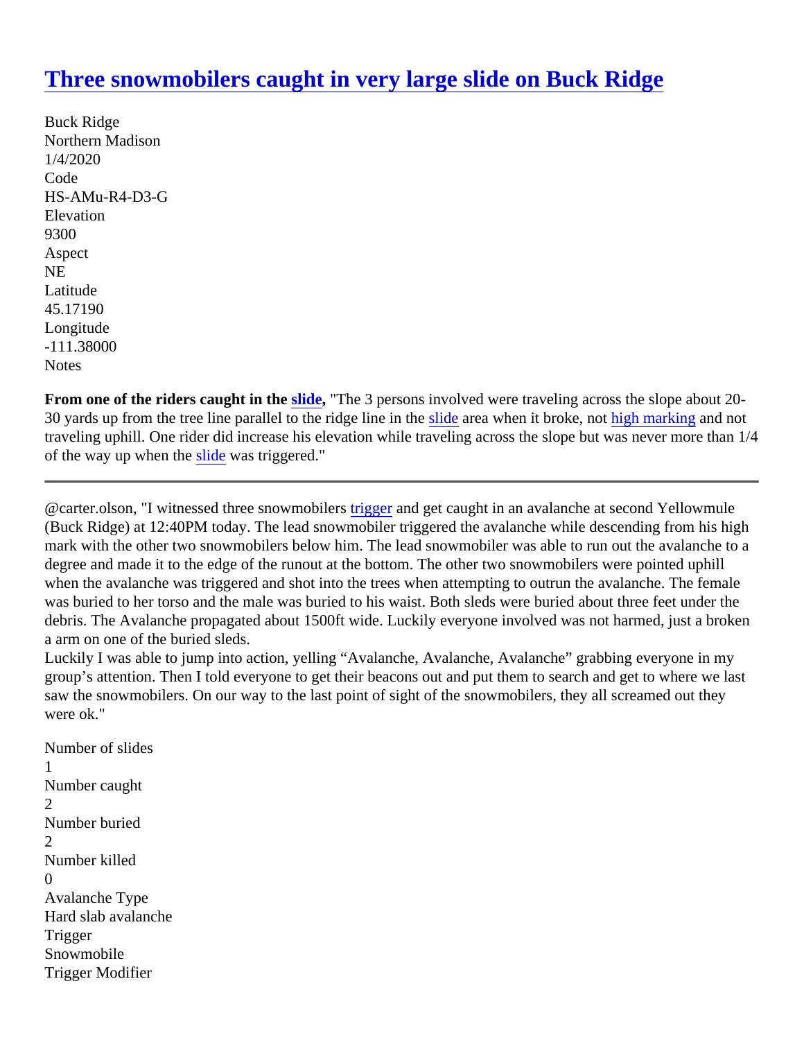# [Three snowmobilers caught in very large slide on Buck Ridge](#)

Buck Ridge
Northern Madison
1/4/2020
Code
HS-AMu-R4-D3-G
Elevation
9300
Aspect
NE
Latitude
45.17190
Longitude
-111.38000
Notes

**From one of the riders caught in the slide,** "The 3 persons involved were traveling across the slope about 20-30 yards up from the tree line parallel to the ridge line in the slide area when it broke, not high marking and not traveling uphill. One rider did increase his elevation while traveling across the slope but was never more than 1/4 of the way up when the slide was triggered."

---

@carter.olson, "I witnessed three snowmobilers trigger and get caught in an avalanche at second Yellowmule (Buck Ridge) at 12:40PM today. The lead snowmobiler triggered the avalanche while descending from his high mark with the other two snowmobilers below him. The lead snowmobiler was able to run out the avalanche to a degree and made it to the edge of the runout at the bottom. The other two snowmobilers were pointed uphill when the avalanche was triggered and shot into the trees when attempting to outrun the avalanche. The female was buried to her torso and the male was buried to his waist. Both sleds were buried about three feet under the debris. The Avalanche propagated about 1500ft wide. Luckily everyone involved was not harmed, just a broken a arm on one of the buried sleds.
Luckily I was able to jump into action, yelling "Avalanche, Avalanche, Avalanche" grabbing everyone in my group's attention. Then I told everyone to get their beacons out and put them to search and get to where we last saw the snowmobilers. On our way to the last point of sight of the snowmobilers, they all screamed out they were ok."

Number of slides
1
Number caught
2
Number buried
2
Number killed
0
Avalanche Type
Hard slab avalanche
Trigger
Snowmobile
Trigger Modifier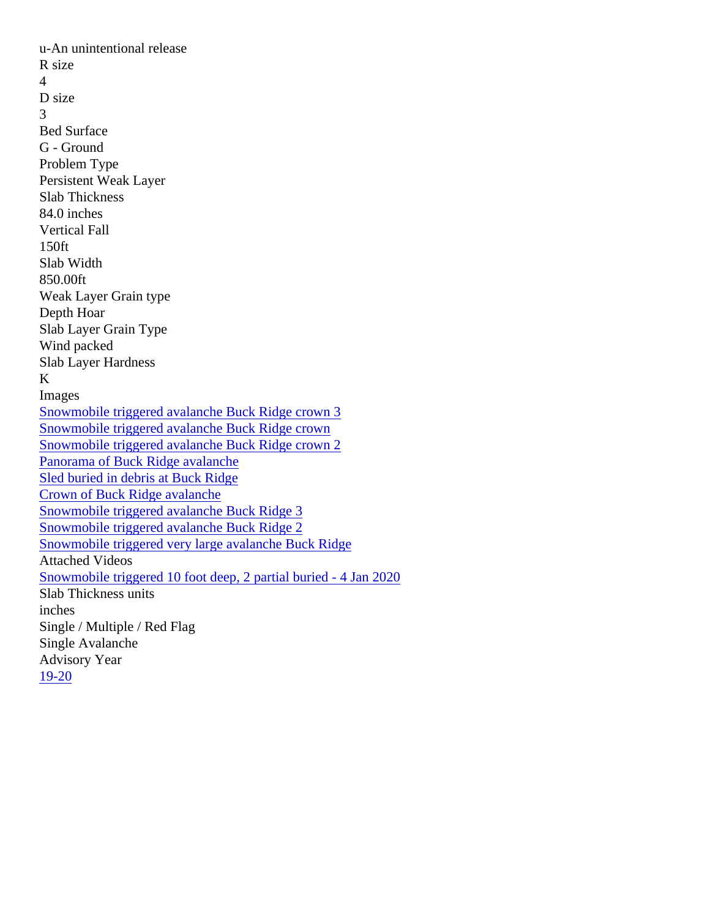u-An unintentional release
R size
4
D size
3
Bed Surface
G - Ground
Problem Type
Persistent Weak Layer
Slab Thickness
84.0 inches
Vertical Fall
150ft
Slab Width
850.00ft
Weak Layer Grain type
Depth Hoar
Slab Layer Grain Type
Wind packed
Slab Layer Hardness
K
Images
Snowmobile triggered avalanche Buck Ridge crown 3
Snowmobile triggered avalanche Buck Ridge crown
Snowmobile triggered avalanche Buck Ridge crown 2
Panorama of Buck Ridge avalanche
Sled buried in debris at Buck Ridge
Crown of Buck Ridge avalanche
Snowmobile triggered avalanche Buck Ridge 3
Snowmobile triggered avalanche Buck Ridge 2
Snowmobile triggered very large avalanche Buck Ridge
Attached Videos
Snowmobile triggered 10 foot deep, 2 partial buried - 4 Jan 2020
Slab Thickness units
inches
Single / Multiple / Red Flag
Single Avalanche
Advisory Year
19-20